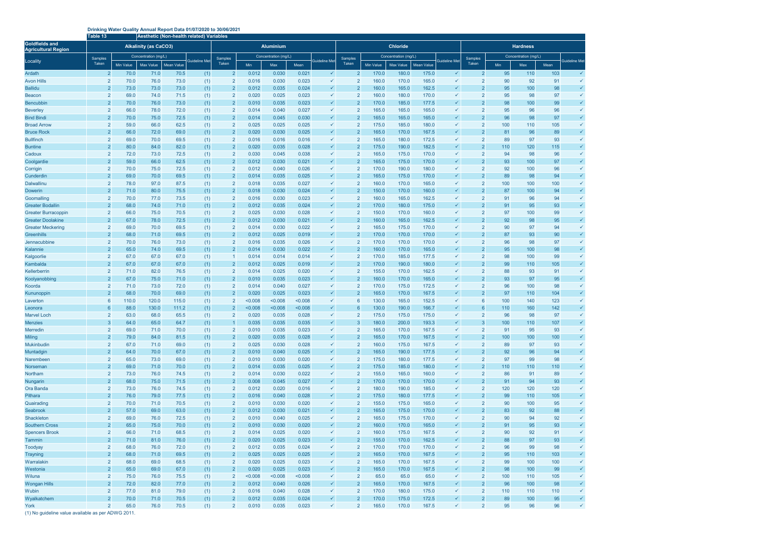**Drinking Water Quality Annual Report Data 01/07/2020 to 30/06/2021**

**Table 13** **Aesthetic (Non-health related) Variables**

| Goldfields and Agricultural Region | Alkalinity (as CaCO3) | | | | | Aluminium | | | | | Chloride | | | | | Hardness | | | | |
|---|---|---|---|---|---|---|---|---|---|---|---|---|---|---|---|---|---|---|---|---|
| | Samples Taken | Concentration (mg/L) | | | Guideline Met | Samples Taken | Concentration (mg/L) | | | Guideline Met | Samples Taken | Concentration (mg/L) | | | Guideline Met | Samples Taken | Concentration (mg/L) | | | Guideline Met |
| Locality | | Min Value | Max Value | Mean Value | | | Min | Max | Mean | | | Min Value | Max Value | Mean Value | | | Min | Max | Mean | |
| Ardath | 2 | 70.0 | 71.0 | 70.5 | (1) | 2 | 0.012 | 0.030 | 0.021 | ✓ | 2 | 170.0 | 180.0 | 175.0 | ✓ | 2 | 95 | 110 | 103 | ✓ |
| Avon Hills | 2 | 70.0 | 76.0 | 73.0 | (1) | 2 | 0.016 | 0.030 | 0.023 | ✓ | 2 | 160.0 | 170.0 | 165.0 | ✓ | 2 | 90 | 92 | 91 | ✓ |
| Ballidu | 2 | 73.0 | 73.0 | 73.0 | (1) | 2 | 0.012 | 0.035 | 0.024 | ✓ | 2 | 160.0 | 165.0 | 162.5 | ✓ | 2 | 95 | 100 | 98 | ✓ |
| Beacon | 2 | 69.0 | 74.0 | 71.5 | (1) | 2 | 0.020 | 0.025 | 0.023 | ✓ | 2 | 160.0 | 180.0 | 170.0 | ✓ | 2 | 95 | 98 | 97 | ✓ |
| Bencubbin | 2 | 70.0 | 76.0 | 73.0 | (1) | 2 | 0.010 | 0.035 | 0.023 | ✓ | 2 | 170.0 | 185.0 | 177.5 | ✓ | 2 | 98 | 100 | 99 | ✓ |
| Beverley | 2 | 66.0 | 78.0 | 72.0 | (1) | 2 | 0.014 | 0.040 | 0.027 | ✓ | 2 | 165.0 | 165.0 | 165.0 | ✓ | 2 | 95 | 96 | 96 | ✓ |
| Bind Bindi | 2 | 70.0 | 75.0 | 72.5 | (1) | 2 | 0.014 | 0.045 | 0.030 | ✓ | 2 | 165.0 | 165.0 | 165.0 | ✓ | 2 | 96 | 98 | 97 | ✓ |
| Broad Arrow | 2 | 59.0 | 66.0 | 62.5 | (1) | 2 | 0.025 | 0.025 | 0.025 | ✓ | 2 | 175.0 | 185.0 | 180.0 | ✓ | 2 | 100 | 110 | 105 | ✓ |
| Bruce Rock | 2 | 66.0 | 72.0 | 69.0 | (1) | 2 | 0.020 | 0.030 | 0.025 | ✓ | 2 | 165.0 | 170.0 | 167.5 | ✓ | 2 | 81 | 96 | 89 | ✓ |
| Bullfinch | 2 | 69.0 | 70.0 | 69.5 | (1) | 2 | 0.016 | 0.016 | 0.016 | ✓ | 2 | 165.0 | 180.0 | 172.5 | ✓ | 2 | 89 | 97 | 93 | ✓ |
| Buntine | 2 | 80.0 | 84.0 | 82.0 | (1) | 2 | 0.020 | 0.035 | 0.028 | ✓ | 2 | 175.0 | 190.0 | 182.5 | ✓ | 2 | 110 | 120 | 115 | ✓ |
| Cadoux | 2 | 72.0 | 73.0 | 72.5 | (1) | 2 | 0.030 | 0.045 | 0.038 | ✓ | 2 | 165.0 | 175.0 | 170.0 | ✓ | 2 | 94 | 98 | 96 | ✓ |
| Coolgardie | 2 | 59.0 | 66.0 | 62.5 | (1) | 2 | 0.012 | 0.030 | 0.021 | ✓ | 2 | 165.0 | 175.0 | 170.0 | ✓ | 2 | 93 | 100 | 97 | ✓ |
| Corrigin | 2 | 70.0 | 75.0 | 72.5 | (1) | 2 | 0.012 | 0.040 | 0.026 | ✓ | 2 | 170.0 | 190.0 | 180.0 | ✓ | 2 | 92 | 100 | 96 | ✓ |
| Cunderdin | 2 | 69.0 | 70.0 | 69.5 | (1) | 2 | 0.014 | 0.035 | 0.025 | ✓ | 2 | 165.0 | 175.0 | 170.0 | ✓ | 2 | 89 | 98 | 94 | ✓ |
| Dalwallinu | 2 | 78.0 | 97.0 | 87.5 | (1) | 2 | 0.018 | 0.035 | 0.027 | ✓ | 2 | 160.0 | 170.0 | 165.0 | ✓ | 2 | 100 | 100 | 100 | ✓ |
| Dowerin | 2 | 71.0 | 80.0 | 75.5 | (1) | 2 | 0.018 | 0.030 | 0.024 | ✓ | 2 | 150.0 | 170.0 | 160.0 | ✓ | 2 | 87 | 100 | 94 | ✓ |
| Goomalling | 2 | 70.0 | 77.0 | 73.5 | (1) | 2 | 0.016 | 0.030 | 0.023 | ✓ | 2 | 160.0 | 165.0 | 162.5 | ✓ | 2 | 91 | 96 | 94 | ✓ |
| Greater Bodallin | 2 | 68.0 | 74.0 | 71.0 | (1) | 2 | 0.012 | 0.035 | 0.024 | ✓ | 2 | 170.0 | 180.0 | 175.0 | ✓ | 2 | 91 | 95 | 93 | ✓ |
| Greater Burracoppin | 2 | 66.0 | 75.0 | 70.5 | (1) | 2 | 0.025 | 0.030 | 0.028 | ✓ | 2 | 150.0 | 170.0 | 160.0 | ✓ | 2 | 97 | 100 | 99 | ✓ |
| Greater Doolakine | 2 | 67.0 | 78.0 | 72.5 | (1) | 2 | 0.012 | 0.030 | 0.021 | ✓ | 2 | 160.0 | 165.0 | 162.5 | ✓ | 2 | 92 | 98 | 95 | ✓ |
| Greater Meckering | 2 | 69.0 | 70.0 | 69.5 | (1) | 2 | 0.014 | 0.030 | 0.022 | ✓ | 2 | 165.0 | 175.0 | 170.0 | ✓ | 2 | 90 | 97 | 94 | ✓ |
| Greenhills | 2 | 68.0 | 71.0 | 69.5 | (1) | 2 | 0.012 | 0.025 | 0.019 | ✓ | 2 | 170.0 | 170.0 | 170.0 | ✓ | 2 | 87 | 93 | 90 | ✓ |
| Jennacubbine | 2 | 70.0 | 76.0 | 73.0 | (1) | 2 | 0.016 | 0.035 | 0.026 | ✓ | 2 | 170.0 | 170.0 | 170.0 | ✓ | 2 | 96 | 98 | 97 | ✓ |
| Kalannie | 2 | 65.0 | 74.0 | 69.5 | (1) | 2 | 0.014 | 0.030 | 0.022 | ✓ | 2 | 160.0 | 170.0 | 165.0 | ✓ | 2 | 95 | 100 | 98 | ✓ |
| Kalgoorlie | 2 | 67.0 | 67.0 | 67.0 | (1) | 1 | 0.014 | 0.014 | 0.014 | ✓ | 2 | 170.0 | 185.0 | 177.5 | ✓ | 2 | 98 | 100 | 99 | ✓ |
| Kambalda | 2 | 67.0 | 67.0 | 67.0 | (1) | 2 | 0.012 | 0.025 | 0.019 | ✓ | 2 | 170.0 | 190.0 | 180.0 | ✓ | 2 | 99 | 110 | 105 | ✓ |
| Kellerberrin | 2 | 71.0 | 82.0 | 76.5 | (1) | 2 | 0.014 | 0.025 | 0.020 | ✓ | 2 | 155.0 | 170.0 | 162.5 | ✓ | 2 | 88 | 93 | 91 | ✓ |
| Koolyanobbing | 2 | 67.0 | 75.0 | 71.0 | (1) | 2 | 0.010 | 0.035 | 0.023 | ✓ | 2 | 160.0 | 170.0 | 165.0 | ✓ | 2 | 93 | 97 | 95 | ✓ |
| Koorda | 2 | 71.0 | 73.0 | 72.0 | (1) | 2 | 0.014 | 0.040 | 0.027 | ✓ | 2 | 170.0 | 175.0 | 172.5 | ✓ | 2 | 96 | 100 | 98 | ✓ |
| Kununoppin | 2 | 68.0 | 70.0 | 69.0 | (1) | 2 | 0.020 | 0.025 | 0.023 | ✓ | 2 | 165.0 | 170.0 | 167.5 | ✓ | 2 | 97 | 110 | 104 | ✓ |
| Laverton | 6 | 110.0 | 120.0 | 115.0 | (1) | 2 | <0.008 | <0.008 | <0.008 | ✓ | 6 | 130.0 | 165.0 | 152.5 | ✓ | 6 | 100 | 140 | 123 | ✓ |
| Leonora | 6 | 88.0 | 130.0 | 111.2 | (1) | 2 | <0.008 | <0.008 | <0.008 | ✓ | 6 | 130.0 | 190.0 | 166.7 | ✓ | 6 | 110 | 160 | 142 | ✓ |
| Marvel Loch | 2 | 63.0 | 68.0 | 65.5 | (1) | 2 | 0.020 | 0.035 | 0.028 | ✓ | 2 | 175.0 | 175.0 | 175.0 | ✓ | 2 | 96 | 98 | 97 | ✓ |
| Menzies | 3 | 64.0 | 65.0 | 64.7 | (1) | 1 | 0.035 | 0.035 | 0.035 | ✓ | 3 | 180.0 | 200.0 | 193.3 | ✓ | 3 | 100 | 110 | 107 | ✓ |
| Merredin | 2 | 69.0 | 71.0 | 70.0 | (1) | 2 | 0.010 | 0.035 | 0.023 | ✓ | 2 | 165.0 | 170.0 | 167.5 | ✓ | 2 | 91 | 95 | 93 | ✓ |
| Miling | 2 | 79.0 | 84.0 | 81.5 | (1) | 2 | 0.020 | 0.035 | 0.028 | ✓ | 2 | 165.0 | 170.0 | 167.5 | ✓ | 2 | 100 | 100 | 100 | ✓ |
| Mukinbudin | 2 | 67.0 | 71.0 | 69.0 | (1) | 2 | 0.025 | 0.030 | 0.028 | ✓ | 2 | 160.0 | 175.0 | 167.5 | ✓ | 2 | 89 | 97 | 93 | ✓ |
| Muntadgin | 2 | 64.0 | 70.0 | 67.0 | (1) | 2 | 0.010 | 0.040 | 0.025 | ✓ | 2 | 165.0 | 190.0 | 177.5 | ✓ | 2 | 92 | 96 | 94 | ✓ |
| Narembeen | 2 | 65.0 | 73.0 | 69.0 | (1) | 2 | 0.010 | 0.030 | 0.020 | ✓ | 2 | 175.0 | 180.0 | 177.5 | ✓ | 2 | 97 | 99 | 98 | ✓ |
| Norseman | 2 | 69.0 | 71.0 | 70.0 | (1) | 2 | 0.014 | 0.035 | 0.025 | ✓ | 2 | 175.0 | 185.0 | 180.0 | ✓ | 2 | 110 | 110 | 110 | ✓ |
| Northam | 2 | 73.0 | 76.0 | 74.5 | (1) | 2 | 0.014 | 0.030 | 0.022 | ✓ | 2 | 155.0 | 165.0 | 160.0 | ✓ | 2 | 86 | 91 | 89 | ✓ |
| Nungarin | 2 | 68.0 | 75.0 | 71.5 | (1) | 2 | 0.008 | 0.045 | 0.027 | ✓ | 2 | 170.0 | 170.0 | 170.0 | ✓ | 2 | 91 | 94 | 93 | ✓ |
| Ora Banda | 2 | 73.0 | 76.0 | 74.5 | (1) | 2 | 0.012 | 0.020 | 0.016 | ✓ | 2 | 180.0 | 190.0 | 185.0 | ✓ | 2 | 120 | 120 | 120 | ✓ |
| Pithara | 2 | 76.0 | 79.0 | 77.5 | (1) | 2 | 0.016 | 0.040 | 0.028 | ✓ | 2 | 175.0 | 180.0 | 177.5 | ✓ | 2 | 99 | 110 | 105 | ✓ |
| Quairading | 2 | 70.0 | 71.0 | 70.5 | (1) | 2 | 0.010 | 0.030 | 0.020 | ✓ | 2 | 155.0 | 175.0 | 165.0 | ✓ | 2 | 90 | 100 | 95 | ✓ |
| Seabrook | 2 | 57.0 | 69.0 | 63.0 | (1) | 2 | 0.012 | 0.030 | 0.021 | ✓ | 2 | 165.0 | 175.0 | 170.0 | ✓ | 2 | 83 | 92 | 88 | ✓ |
| Shackleton | 2 | 69.0 | 76.0 | 72.5 | (1) | 2 | 0.010 | 0.040 | 0.025 | ✓ | 2 | 165.0 | 175.0 | 170.0 | ✓ | 2 | 90 | 94 | 92 | ✓ |
| Southern Cross | 2 | 65.0 | 75.0 | 70.0 | (1) | 2 | 0.010 | 0.030 | 0.020 | ✓ | 2 | 160.0 | 170.0 | 165.0 | ✓ | 2 | 91 | 95 | 93 | ✓ |
| Spencers Brook | 2 | 66.0 | 71.0 | 68.5 | (1) | 2 | 0.014 | 0.025 | 0.020 | ✓ | 2 | 160.0 | 175.0 | 167.5 | ✓ | 2 | 90 | 92 | 91 | ✓ |
| Tammin | 2 | 71.0 | 81.0 | 76.0 | (1) | 2 | 0.020 | 0.025 | 0.023 | ✓ | 2 | 155.0 | 170.0 | 162.5 | ✓ | 2 | 88 | 97 | 93 | ✓ |
| Toodyay | 2 | 68.0 | 76.0 | 72.0 | (1) | 2 | 0.012 | 0.035 | 0.024 | ✓ | 2 | 170.0 | 170.0 | 170.0 | ✓ | 2 | 96 | 99 | 98 | ✓ |
| Trayning | 2 | 68.0 | 71.0 | 69.5 | (1) | 2 | 0.025 | 0.025 | 0.025 | ✓ | 2 | 165.0 | 170.0 | 167.5 | ✓ | 2 | 95 | 110 | 103 | ✓ |
| Warralakin | 2 | 68.0 | 69.0 | 68.5 | (1) | 2 | 0.020 | 0.025 | 0.023 | ✓ | 2 | 165.0 | 170.0 | 167.5 | ✓ | 2 | 99 | 100 | 100 | ✓ |
| Westonia | 2 | 65.0 | 69.0 | 67.0 | (1) | 2 | 0.020 | 0.025 | 0.023 | ✓ | 2 | 165.0 | 170.0 | 167.5 | ✓ | 2 | 98 | 100 | 99 | ✓ |
| Wiluna | 2 | 75.0 | 76.0 | 75.5 | (1) | 2 | <0.008 | <0.008 | <0.008 | ✓ | 2 | 65.0 | 65.0 | 65.0 | ✓ | 2 | 100 | 110 | 105 | ✓ |
| Wongan Hills | 2 | 72.0 | 82.0 | 77.0 | (1) | 2 | 0.012 | 0.040 | 0.026 | ✓ | 2 | 165.0 | 170.0 | 167.5 | ✓ | 2 | 96 | 100 | 98 | ✓ |
| Wubin | 2 | 77.0 | 81.0 | 79.0 | (1) | 2 | 0.016 | 0.040 | 0.028 | ✓ | 2 | 170.0 | 180.0 | 175.0 | ✓ | 2 | 110 | 110 | 110 | ✓ |
| Wyalkatchem | 2 | 70.0 | 71.0 | 70.5 | (1) | 2 | 0.012 | 0.035 | 0.024 | ✓ | 2 | 170.0 | 175.0 | 172.5 | ✓ | 2 | 89 | 100 | 95 | ✓ |
| York | 2 | 65.0 | 76.0 | 70.5 | (1) | 2 | 0.010 | 0.035 | 0.023 | ✓ | 2 | 165.0 | 170.0 | 167.5 | ✓ | 2 | 95 | 96 | 96 | ✓ |

(1) No guideline value available as per ADWG 2011.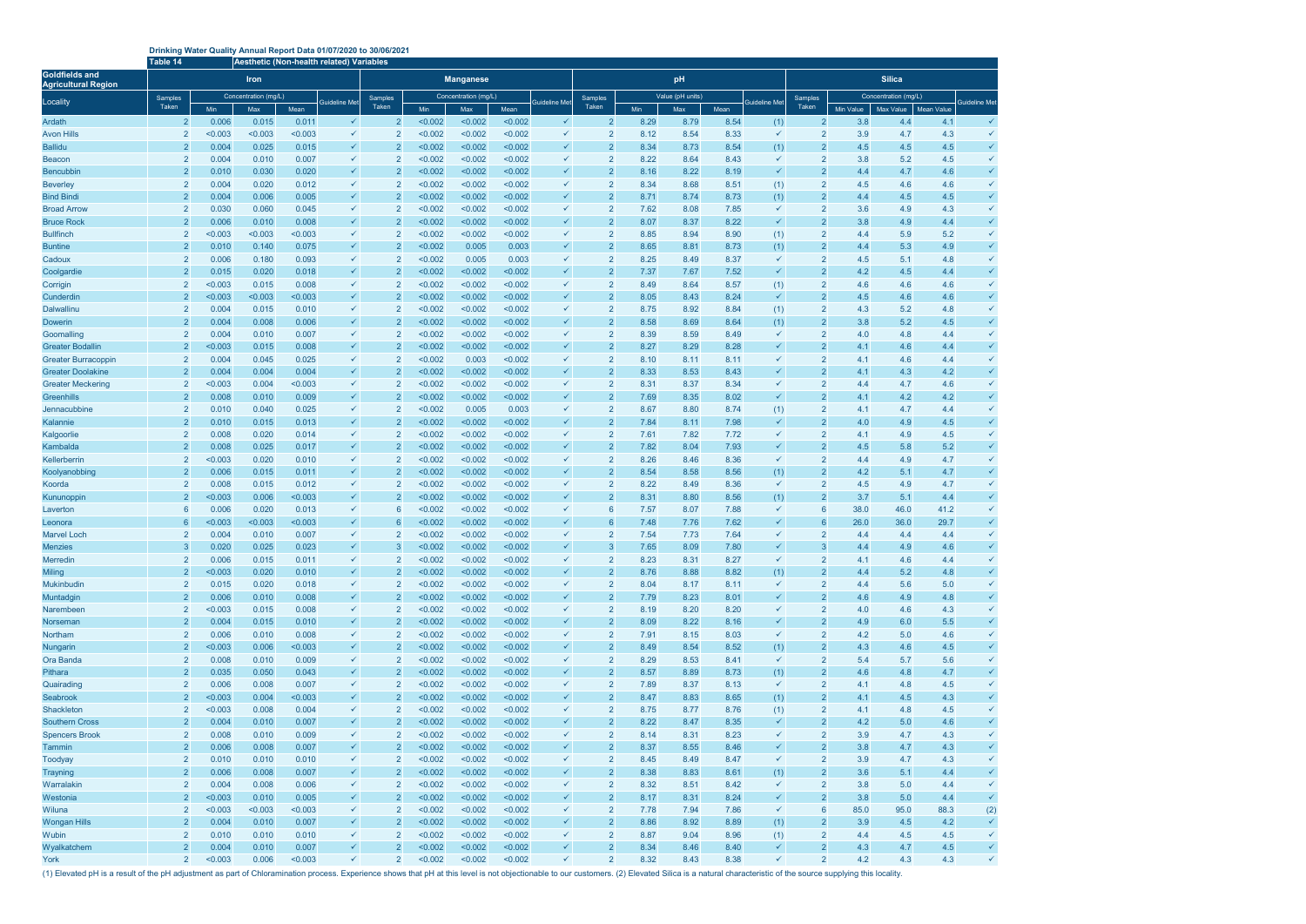**Drinking Water Quality Annual Report Data 01/07/2020 to 30/06/2021**

**Table 14** **Aesthetic (Non-health related) Variables**

| Goldfields and Agricultural Region | Iron | | | | | Manganese | | | | | pH | | | | | Silica | | | | |
|---|---|---|---|---|---|---|---|---|---|---|---|---|---|---|---|---|---|---|---|---|
| Locality | Samples Taken | Concentration (mg/L) | | | Guideline Met | Samples Taken | Concentration (mg/L) | | | Guideline Met | Samples Taken | Value (pH units) | | | Guideline Met | Samples Taken | Concentration (mg/L) | | | Guideline Met |
| | | Min | Max | Mean | | | Min | Max | Mean | | | Min | Max | Mean | | | Min Value | Max Value | Mean Value | |
| Ardath | 2 | 0.006 | 0.015 | 0.011 | ✓ | 2 | <0.002 | <0.002 | <0.002 | ✓ | 2 | 8.29 | 8.79 | 8.54 | (1) | 2 | 3.8 | 4.4 | 4.1 | ✓ |
| Avon Hills | 2 | <0.003 | <0.003 | <0.003 | ✓ | 2 | <0.002 | <0.002 | <0.002 | ✓ | 2 | 8.12 | 8.54 | 8.33 | ✓ | 2 | 3.9 | 4.7 | 4.3 | ✓ |
| Ballidu | 2 | 0.004 | 0.025 | 0.015 | ✓ | 2 | <0.002 | <0.002 | <0.002 | ✓ | 2 | 8.34 | 8.73 | 8.54 | (1) | 2 | 4.5 | 4.5 | 4.5 | ✓ |
| Beacon | 2 | 0.004 | 0.010 | 0.007 | ✓ | 2 | <0.002 | <0.002 | <0.002 | ✓ | 2 | 8.22 | 8.64 | 8.43 | ✓ | 2 | 3.8 | 5.2 | 4.5 | ✓ |
| Bencubbin | 2 | 0.010 | 0.030 | 0.020 | ✓ | 2 | <0.002 | <0.002 | <0.002 | ✓ | 2 | 8.16 | 8.22 | 8.19 | ✓ | 2 | 4.4 | 4.7 | 4.6 | ✓ |
| Beverley | 2 | 0.004 | 0.020 | 0.012 | ✓ | 2 | <0.002 | <0.002 | <0.002 | ✓ | 2 | 8.34 | 8.68 | 8.51 | (1) | 2 | 4.5 | 4.6 | 4.6 | ✓ |
| Bind Bindi | 2 | 0.004 | 0.006 | 0.005 | ✓ | 2 | <0.002 | <0.002 | <0.002 | ✓ | 2 | 8.71 | 8.74 | 8.73 | (1) | 2 | 4.4 | 4.5 | 4.5 | ✓ |
| Broad Arrow | 2 | 0.030 | 0.060 | 0.045 | ✓ | 2 | <0.002 | <0.002 | <0.002 | ✓ | 2 | 7.62 | 8.08 | 7.85 | ✓ | 2 | 3.6 | 4.9 | 4.3 | ✓ |
| Bruce Rock | 2 | 0.006 | 0.010 | 0.008 | ✓ | 2 | <0.002 | <0.002 | <0.002 | ✓ | 2 | 8.07 | 8.37 | 8.22 | ✓ | 2 | 3.8 | 4.9 | 4.4 | ✓ |
| Bullfinch | 2 | <0.003 | <0.003 | <0.003 | ✓ | 2 | <0.002 | <0.002 | <0.002 | ✓ | 2 | 8.85 | 8.94 | 8.90 | (1) | 2 | 4.4 | 5.9 | 5.2 | ✓ |
| Buntine | 2 | 0.010 | 0.140 | 0.075 | ✓ | 2 | <0.002 | 0.005 | 0.003 | ✓ | 2 | 8.65 | 8.81 | 8.73 | (1) | 2 | 4.4 | 5.3 | 4.9 | ✓ |
| Cadoux | 2 | 0.006 | 0.180 | 0.093 | ✓ | 2 | <0.002 | 0.005 | 0.003 | ✓ | 2 | 8.25 | 8.49 | 8.37 | ✓ | 2 | 4.5 | 5.1 | 4.8 | ✓ |
| Coolgardie | 2 | 0.015 | 0.020 | 0.018 | ✓ | 2 | <0.002 | <0.002 | <0.002 | ✓ | 2 | 7.37 | 7.67 | 7.52 | ✓ | 2 | 4.2 | 4.5 | 4.4 | ✓ |
| Corrigin | 2 | <0.003 | 0.015 | 0.008 | ✓ | 2 | <0.002 | <0.002 | <0.002 | ✓ | 2 | 8.49 | 8.64 | 8.57 | (1) | 2 | 4.6 | 4.6 | 4.6 | ✓ |
| Cunderdin | 2 | <0.003 | <0.003 | <0.003 | ✓ | 2 | <0.002 | <0.002 | <0.002 | ✓ | 2 | 8.05 | 8.43 | 8.24 | ✓ | 2 | 4.5 | 4.6 | 4.6 | ✓ |
| Dalwallinu | 2 | 0.004 | 0.015 | 0.010 | ✓ | 2 | <0.002 | <0.002 | <0.002 | ✓ | 2 | 8.75 | 8.92 | 8.84 | (1) | 2 | 4.3 | 5.2 | 4.8 | ✓ |
| Dowerin | 2 | 0.004 | 0.008 | 0.006 | ✓ | 2 | <0.002 | <0.002 | <0.002 | ✓ | 2 | 8.58 | 8.69 | 8.64 | (1) | 2 | 3.8 | 5.2 | 4.5 | ✓ |
| Goomalling | 2 | 0.004 | 0.010 | 0.007 | ✓ | 2 | <0.002 | <0.002 | <0.002 | ✓ | 2 | 8.39 | 8.59 | 8.49 | ✓ | 2 | 4.0 | 4.8 | 4.4 | ✓ |
| Greater Bodallin | 2 | <0.003 | 0.015 | 0.008 | ✓ | 2 | <0.002 | <0.002 | <0.002 | ✓ | 2 | 8.27 | 8.29 | 8.28 | ✓ | 2 | 4.1 | 4.6 | 4.4 | ✓ |
| Greater Burracoppin | 2 | 0.004 | 0.045 | 0.025 | ✓ | 2 | <0.002 | 0.003 | <0.002 | ✓ | 2 | 8.10 | 8.11 | 8.11 | ✓ | 2 | 4.1 | 4.6 | 4.4 | ✓ |
| Greater Doolakine | 2 | 0.004 | 0.004 | 0.004 | ✓ | 2 | <0.002 | <0.002 | <0.002 | ✓ | 2 | 8.33 | 8.53 | 8.43 | ✓ | 2 | 4.1 | 4.3 | 4.2 | ✓ |
| Greater Meckering | 2 | <0.003 | 0.004 | <0.003 | ✓ | 2 | <0.002 | <0.002 | <0.002 | ✓ | 2 | 8.31 | 8.37 | 8.34 | ✓ | 2 | 4.4 | 4.7 | 4.6 | ✓ |
| Greenhills | 2 | 0.008 | 0.010 | 0.009 | ✓ | 2 | <0.002 | <0.002 | <0.002 | ✓ | 2 | 7.69 | 8.35 | 8.02 | ✓ | 2 | 4.1 | 4.2 | 4.2 | ✓ |
| Jennacubbine | 2 | 0.010 | 0.040 | 0.025 | ✓ | 2 | <0.002 | 0.005 | 0.003 | ✓ | 2 | 8.67 | 8.80 | 8.74 | (1) | 2 | 4.1 | 4.7 | 4.4 | ✓ |
| Kalannie | 2 | 0.010 | 0.015 | 0.013 | ✓ | 2 | <0.002 | <0.002 | <0.002 | ✓ | 2 | 7.84 | 8.11 | 7.98 | ✓ | 2 | 4.0 | 4.9 | 4.5 | ✓ |
| Kalgoorlie | 2 | 0.008 | 0.020 | 0.014 | ✓ | 2 | <0.002 | <0.002 | <0.002 | ✓ | 2 | 7.61 | 7.82 | 7.72 | ✓ | 2 | 4.1 | 4.9 | 4.5 | ✓ |
| Kambalda | 2 | 0.008 | 0.025 | 0.017 | ✓ | 2 | <0.002 | <0.002 | <0.002 | ✓ | 2 | 7.82 | 8.04 | 7.93 | ✓ | 2 | 4.5 | 5.8 | 5.2 | ✓ |
| Kellerberrin | 2 | <0.003 | 0.020 | 0.010 | ✓ | 2 | <0.002 | <0.002 | <0.002 | ✓ | 2 | 8.26 | 8.46 | 8.36 | ✓ | 2 | 4.4 | 4.9 | 4.7 | ✓ |
| Koolyanobbing | 2 | 0.006 | 0.015 | 0.011 | ✓ | 2 | <0.002 | <0.002 | <0.002 | ✓ | 2 | 8.54 | 8.58 | 8.56 | (1) | 2 | 4.2 | 5.1 | 4.7 | ✓ |
| Koorda | 2 | 0.008 | 0.015 | 0.012 | ✓ | 2 | <0.002 | <0.002 | <0.002 | ✓ | 2 | 8.22 | 8.49 | 8.36 | ✓ | 2 | 4.5 | 4.9 | 4.7 | ✓ |
| Kununoppin | 2 | <0.003 | 0.006 | <0.003 | ✓ | 2 | <0.002 | <0.002 | <0.002 | ✓ | 2 | 8.31 | 8.80 | 8.56 | (1) | 2 | 3.7 | 5.1 | 4.4 | ✓ |
| Laverton | 6 | 0.006 | 0.020 | 0.013 | ✓ | 6 | <0.002 | <0.002 | <0.002 | ✓ | 6 | 7.57 | 8.07 | 7.88 | ✓ | 6 | 38.0 | 46.0 | 41.2 | ✓ |
| Leonora | 6 | <0.003 | <0.003 | <0.003 | ✓ | 6 | <0.002 | <0.002 | <0.002 | ✓ | 6 | 7.48 | 7.76 | 7.62 | ✓ | 6 | 26.0 | 36.0 | 29.7 | ✓ |
| Marvel Loch | 2 | 0.004 | 0.010 | 0.007 | ✓ | 2 | <0.002 | <0.002 | <0.002 | ✓ | 2 | 7.54 | 7.73 | 7.64 | ✓ | 2 | 4.4 | 4.4 | 4.4 | ✓ |
| Menzies | 3 | 0.020 | 0.025 | 0.023 | ✓ | 3 | <0.002 | <0.002 | <0.002 | ✓ | 3 | 7.65 | 8.09 | 7.80 | ✓ | 3 | 4.4 | 4.9 | 4.6 | ✓ |
| Merredin | 2 | 0.006 | 0.015 | 0.011 | ✓ | 2 | <0.002 | <0.002 | <0.002 | ✓ | 2 | 8.23 | 8.31 | 8.27 | ✓ | 2 | 4.1 | 4.6 | 4.4 | ✓ |
| Miling | 2 | <0.003 | 0.020 | 0.010 | ✓ | 2 | <0.002 | <0.002 | <0.002 | ✓ | 2 | 8.76 | 8.88 | 8.82 | (1) | 2 | 4.4 | 5.2 | 4.8 | ✓ |
| Mukinbudin | 2 | 0.015 | 0.020 | 0.018 | ✓ | 2 | <0.002 | <0.002 | <0.002 | ✓ | 2 | 8.04 | 8.17 | 8.11 | ✓ | 2 | 4.4 | 5.6 | 5.0 | ✓ |
| Muntadgin | 2 | 0.006 | 0.010 | 0.008 | ✓ | 2 | <0.002 | <0.002 | <0.002 | ✓ | 2 | 7.79 | 8.23 | 8.01 | ✓ | 2 | 4.6 | 4.9 | 4.8 | ✓ |
| Narembeen | 2 | <0.003 | 0.015 | 0.008 | ✓ | 2 | <0.002 | <0.002 | <0.002 | ✓ | 2 | 8.19 | 8.20 | 8.20 | ✓ | 2 | 4.0 | 4.6 | 4.3 | ✓ |
| Norseman | 2 | 0.004 | 0.015 | 0.010 | ✓ | 2 | <0.002 | <0.002 | <0.002 | ✓ | 2 | 8.09 | 8.22 | 8.16 | ✓ | 2 | 4.9 | 6.0 | 5.5 | ✓ |
| Northam | 2 | 0.006 | 0.010 | 0.008 | ✓ | 2 | <0.002 | <0.002 | <0.002 | ✓ | 2 | 7.91 | 8.15 | 8.03 | ✓ | 2 | 4.2 | 5.0 | 4.6 | ✓ |
| Nungarin | 2 | <0.003 | 0.006 | <0.003 | ✓ | 2 | <0.002 | <0.002 | <0.002 | ✓ | 2 | 8.49 | 8.54 | 8.52 | (1) | 2 | 4.3 | 4.6 | 4.5 | ✓ |
| Ora Banda | 2 | 0.008 | 0.010 | 0.009 | ✓ | 2 | <0.002 | <0.002 | <0.002 | ✓ | 2 | 8.29 | 8.53 | 8.41 | ✓ | 2 | 5.4 | 5.7 | 5.6 | ✓ |
| Pithara | 2 | 0.035 | 0.050 | 0.043 | ✓ | 2 | <0.002 | <0.002 | <0.002 | ✓ | 2 | 8.57 | 8.89 | 8.73 | (1) | 2 | 4.6 | 4.8 | 4.7 | ✓ |
| Quairading | 2 | 0.006 | 0.008 | 0.007 | ✓ | 2 | <0.002 | <0.002 | <0.002 | ✓ | 2 | 7.89 | 8.37 | 8.13 | ✓ | 2 | 4.1 | 4.8 | 4.5 | ✓ |
| Seabrook | 2 | <0.003 | 0.004 | <0.003 | ✓ | 2 | <0.002 | <0.002 | <0.002 | ✓ | 2 | 8.47 | 8.83 | 8.65 | (1) | 2 | 4.1 | 4.5 | 4.3 | ✓ |
| Shackleton | 2 | <0.003 | 0.008 | 0.004 | ✓ | 2 | <0.002 | <0.002 | <0.002 | ✓ | 2 | 8.75 | 8.77 | 8.76 | (1) | 2 | 4.1 | 4.8 | 4.5 | ✓ |
| Southern Cross | 2 | 0.004 | 0.010 | 0.007 | ✓ | 2 | <0.002 | <0.002 | <0.002 | ✓ | 2 | 8.22 | 8.47 | 8.35 | ✓ | 2 | 4.2 | 5.0 | 4.6 | ✓ |
| Spencers Brook | 2 | 0.008 | 0.010 | 0.009 | ✓ | 2 | <0.002 | <0.002 | <0.002 | ✓ | 2 | 8.14 | 8.31 | 8.23 | ✓ | 2 | 3.9 | 4.7 | 4.3 | ✓ |
| Tammin | 2 | 0.006 | 0.008 | 0.007 | ✓ | 2 | <0.002 | <0.002 | <0.002 | ✓ | 2 | 8.37 | 8.55 | 8.46 | ✓ | 2 | 3.8 | 4.7 | 4.3 | ✓ |
| Toodyay | 2 | 0.010 | 0.010 | 0.010 | ✓ | 2 | <0.002 | <0.002 | <0.002 | ✓ | 2 | 8.45 | 8.49 | 8.47 | ✓ | 2 | 3.9 | 4.7 | 4.3 | ✓ |
| Trayning | 2 | 0.006 | 0.008 | 0.007 | ✓ | 2 | <0.002 | <0.002 | <0.002 | ✓ | 2 | 8.38 | 8.83 | 8.61 | (1) | 2 | 3.6 | 5.1 | 4.4 | ✓ |
| Warralakin | 2 | 0.004 | 0.008 | 0.006 | ✓ | 2 | <0.002 | <0.002 | <0.002 | ✓ | 2 | 8.32 | 8.51 | 8.42 | ✓ | 2 | 3.8 | 5.0 | 4.4 | ✓ |
| Westonia | 2 | <0.003 | 0.010 | 0.005 | ✓ | 2 | <0.002 | <0.002 | <0.002 | ✓ | 2 | 8.17 | 8.31 | 8.24 | ✓ | 2 | 3.8 | 5.0 | 4.4 | ✓ |
| Wiluna | 2 | <0.003 | <0.003 | <0.003 | ✓ | 2 | <0.002 | <0.002 | <0.002 | ✓ | 2 | 7.78 | 7.94 | 7.86 | ✓ | 6 | 85.0 | 95.0 | 88.3 | (2) |
| Wongan Hills | 2 | 0.004 | 0.010 | 0.007 | ✓ | 2 | <0.002 | <0.002 | <0.002 | ✓ | 2 | 8.86 | 8.92 | 8.89 | (1) | 2 | 3.9 | 4.5 | 4.2 | ✓ |
| Wubin | 2 | 0.010 | 0.010 | 0.010 | ✓ | 2 | <0.002 | <0.002 | <0.002 | ✓ | 2 | 8.87 | 9.04 | 8.96 | (1) | 2 | 4.4 | 4.5 | 4.5 | ✓ |
| Wyalkatchem | 2 | 0.004 | 0.010 | 0.007 | ✓ | 2 | <0.002 | <0.002 | <0.002 | ✓ | 2 | 8.34 | 8.46 | 8.40 | ✓ | 2 | 4.3 | 4.7 | 4.5 | ✓ |
| York | 2 | <0.003 | 0.006 | <0.003 | ✓ | 2 | <0.002 | <0.002 | <0.002 | ✓ | 2 | 8.32 | 8.43 | 8.38 | ✓ | 2 | 4.2 | 4.3 | 4.3 | ✓ |

(1) Elevated pH is a result of the pH adjustment as part of Chloramination process. Experience shows that pH at this level is not objectionable to our customers. (2) Elevated Silica is a natural characteristic of the source supplying this locality.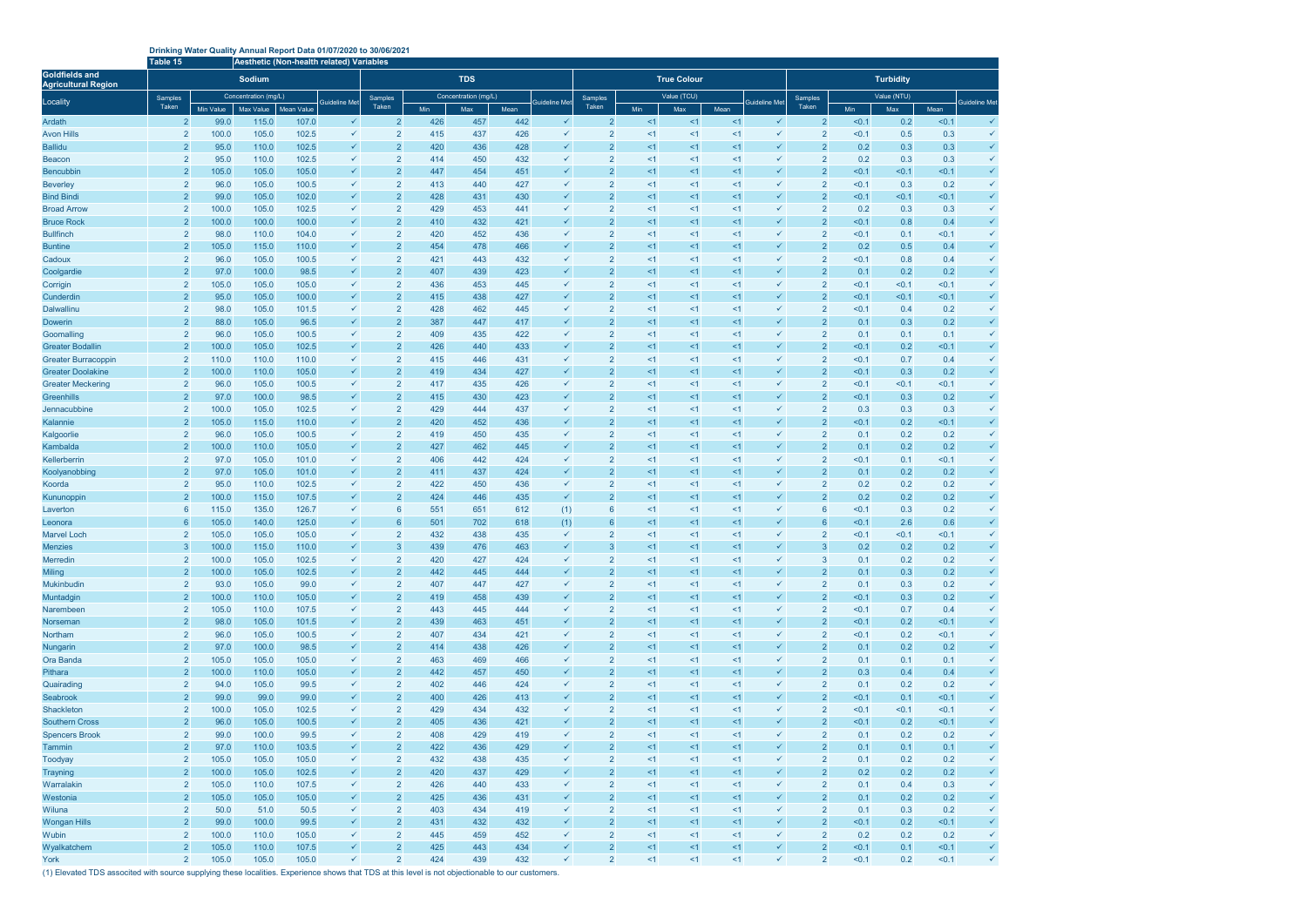**Drinking Water Quality Annual Report Data 01/07/2020 to 30/06/2021**

**Table 15** **Aesthetic (Non-health related) Variables**

| Goldfields and Agricultural Region | Sodium | | | | | TDS | | | | | True Colour | | | | | Turbidity | | | | |
|---|---|---|---|---|---|---|---|---|---|---|---|---|---|---|---|---|---|---|---|---|
| Locality | Samples Taken | Concentration (mg/L) Min Value | Max Value | Mean Value | Guideline Met | Samples Taken | Concentration (mg/L) Min | Max | Mean | Guideline Met | Samples Taken | Value (TCU) Min | Max | Mean | Guideline Met | Samples Taken | Value (NTU) Min | Max | Mean | Guideline Met |
| Ardath | 2 | 99.0 | 115.0 | 107.0 | ✓ | 2 | 426 | 457 | 442 | ✓ | 2 | <1 | <1 | <1 | ✓ | 2 | <0.1 | 0.2 | <0.1 | ✓ |
| Avon Hills | 2 | 100.0 | 105.0 | 102.5 | ✓ | 2 | 415 | 437 | 426 | ✓ | 2 | <1 | <1 | <1 | ✓ | 2 | <0.1 | 0.5 | 0.3 | ✓ |
| Ballidu | 2 | 95.0 | 110.0 | 102.5 | ✓ | 2 | 420 | 436 | 428 | ✓ | 2 | <1 | <1 | <1 | ✓ | 2 | 0.2 | 0.3 | 0.3 | ✓ |
| Beacon | 2 | 95.0 | 110.0 | 102.5 | ✓ | 2 | 414 | 450 | 432 | ✓ | 2 | <1 | <1 | <1 | ✓ | 2 | 0.2 | 0.3 | 0.3 | ✓ |
| Bencubbin | 2 | 105.0 | 105.0 | 105.0 | ✓ | 2 | 447 | 454 | 451 | ✓ | 2 | <1 | <1 | <1 | ✓ | 2 | <0.1 | <0.1 | <0.1 | ✓ |
| Beverley | 2 | 96.0 | 105.0 | 100.5 | ✓ | 2 | 413 | 440 | 427 | ✓ | 2 | <1 | <1 | <1 | ✓ | 2 | <0.1 | 0.3 | 0.2 | ✓ |
| Bind Bindi | 2 | 99.0 | 105.0 | 102.0 | ✓ | 2 | 428 | 431 | 430 | ✓ | 2 | <1 | <1 | <1 | ✓ | 2 | <0.1 | <0.1 | <0.1 | ✓ |
| Broad Arrow | 2 | 100.0 | 105.0 | 102.5 | ✓ | 2 | 429 | 453 | 441 | ✓ | 2 | <1 | <1 | <1 | ✓ | 2 | 0.2 | 0.3 | 0.3 | ✓ |
| Bruce Rock | 2 | 100.0 | 100.0 | 100.0 | ✓ | 2 | 410 | 432 | 421 | ✓ | 2 | <1 | <1 | <1 | ✓ | 2 | <0.1 | 0.8 | 0.4 | ✓ |
| Bullfinch | 2 | 98.0 | 110.0 | 104.0 | ✓ | 2 | 420 | 452 | 436 | ✓ | 2 | <1 | <1 | <1 | ✓ | 2 | <0.1 | 0.1 | <0.1 | ✓ |
| Buntine | 2 | 105.0 | 115.0 | 110.0 | ✓ | 2 | 454 | 478 | 466 | ✓ | 2 | <1 | <1 | <1 | ✓ | 2 | 0.2 | 0.5 | 0.4 | ✓ |
| Cadoux | 2 | 96.0 | 105.0 | 100.5 | ✓ | 2 | 421 | 443 | 432 | ✓ | 2 | <1 | <1 | <1 | ✓ | 2 | <0.1 | 0.8 | 0.4 | ✓ |
| Coolgardie | 2 | 97.0 | 100.0 | 98.5 | ✓ | 2 | 407 | 439 | 423 | ✓ | 2 | <1 | <1 | <1 | ✓ | 2 | 0.1 | 0.2 | 0.2 | ✓ |
| Corrigin | 2 | 105.0 | 105.0 | 105.0 | ✓ | 2 | 436 | 453 | 445 | ✓ | 2 | <1 | <1 | <1 | ✓ | 2 | <0.1 | <0.1 | <0.1 | ✓ |
| Cunderdin | 2 | 95.0 | 105.0 | 100.0 | ✓ | 2 | 415 | 438 | 427 | ✓ | 2 | <1 | <1 | <1 | ✓ | 2 | <0.1 | <0.1 | <0.1 | ✓ |
| Dalwallinu | 2 | 98.0 | 105.0 | 101.5 | ✓ | 2 | 428 | 462 | 445 | ✓ | 2 | <1 | <1 | <1 | ✓ | 2 | <0.1 | 0.4 | 0.2 | ✓ |
| Dowerin | 2 | 88.0 | 105.0 | 96.5 | ✓ | 2 | 387 | 447 | 417 | ✓ | 2 | <1 | <1 | <1 | ✓ | 2 | 0.1 | 0.3 | 0.2 | ✓ |
| Goomalling | 2 | 96.0 | 105.0 | 100.5 | ✓ | 2 | 409 | 435 | 422 | ✓ | 2 | <1 | <1 | <1 | ✓ | 2 | 0.1 | 0.1 | 0.1 | ✓ |
| Greater Bodallin | 2 | 100.0 | 105.0 | 102.5 | ✓ | 2 | 426 | 440 | 433 | ✓ | 2 | <1 | <1 | <1 | ✓ | 2 | <0.1 | 0.2 | <0.1 | ✓ |
| Greater Burracoppin | 2 | 110.0 | 110.0 | 110.0 | ✓ | 2 | 415 | 446 | 431 | ✓ | 2 | <1 | <1 | <1 | ✓ | 2 | <0.1 | 0.7 | 0.4 | ✓ |
| Greater Doolakine | 2 | 100.0 | 110.0 | 105.0 | ✓ | 2 | 419 | 434 | 427 | ✓ | 2 | <1 | <1 | <1 | ✓ | 2 | <0.1 | 0.3 | 0.2 | ✓ |
| Greater Meckering | 2 | 96.0 | 105.0 | 100.5 | ✓ | 2 | 417 | 435 | 426 | ✓ | 2 | <1 | <1 | <1 | ✓ | 2 | <0.1 | <0.1 | <0.1 | ✓ |
| Greenhills | 2 | 97.0 | 100.0 | 98.5 | ✓ | 2 | 415 | 430 | 423 | ✓ | 2 | <1 | <1 | <1 | ✓ | 2 | <0.1 | 0.3 | 0.2 | ✓ |
| Jennacubbine | 2 | 100.0 | 105.0 | 102.5 | ✓ | 2 | 429 | 444 | 437 | ✓ | 2 | <1 | <1 | <1 | ✓ | 2 | 0.3 | 0.3 | 0.3 | ✓ |
| Kalannie | 2 | 105.0 | 115.0 | 110.0 | ✓ | 2 | 420 | 452 | 436 | ✓ | 2 | <1 | <1 | <1 | ✓ | 2 | <0.1 | 0.2 | <0.1 | ✓ |
| Kalgoorlie | 2 | 96.0 | 105.0 | 100.5 | ✓ | 2 | 419 | 450 | 435 | ✓ | 2 | <1 | <1 | <1 | ✓ | 2 | 0.1 | 0.2 | 0.2 | ✓ |
| Kambalda | 2 | 100.0 | 110.0 | 105.0 | ✓ | 2 | 427 | 462 | 445 | ✓ | 2 | <1 | <1 | <1 | ✓ | 2 | 0.1 | 0.2 | 0.2 | ✓ |
| Kellerberrin | 2 | 97.0 | 105.0 | 101.0 | ✓ | 2 | 406 | 442 | 424 | ✓ | 2 | <1 | <1 | <1 | ✓ | 2 | <0.1 | 0.1 | <0.1 | ✓ |
| Koolyanobbing | 2 | 97.0 | 105.0 | 101.0 | ✓ | 2 | 411 | 437 | 424 | ✓ | 2 | <1 | <1 | <1 | ✓ | 2 | 0.1 | 0.2 | 0.2 | ✓ |
| Koorda | 2 | 95.0 | 110.0 | 102.5 | ✓ | 2 | 422 | 450 | 436 | ✓ | 2 | <1 | <1 | <1 | ✓ | 2 | 0.2 | 0.2 | 0.2 | ✓ |
| Kununoppin | 2 | 100.0 | 115.0 | 107.5 | ✓ | 2 | 424 | 446 | 435 | ✓ | 2 | <1 | <1 | <1 | ✓ | 2 | 0.2 | 0.2 | 0.2 | ✓ |
| Laverton | 6 | 115.0 | 135.0 | 126.7 | ✓ | 6 | 551 | 651 | 612 | (1) | 6 | <1 | <1 | <1 | ✓ | 6 | <0.1 | 0.3 | 0.2 | ✓ |
| Leonora | 6 | 105.0 | 140.0 | 125.0 | ✓ | 6 | 501 | 702 | 618 | (1) | 6 | <1 | <1 | <1 | ✓ | 6 | <0.1 | 2.6 | 0.6 | ✓ |
| Marvel Loch | 2 | 105.0 | 105.0 | 105.0 | ✓ | 2 | 432 | 438 | 435 | ✓ | 2 | <1 | <1 | <1 | ✓ | 2 | <0.1 | <0.1 | <0.1 | ✓ |
| Menzies | 3 | 100.0 | 115.0 | 110.0 | ✓ | 3 | 439 | 476 | 463 | ✓ | 3 | <1 | <1 | <1 | ✓ | 3 | 0.2 | 0.2 | 0.2 | ✓ |
| Merredin | 2 | 100.0 | 105.0 | 102.5 | ✓ | 2 | 420 | 427 | 424 | ✓ | 2 | <1 | <1 | <1 | ✓ | 3 | 0.1 | 0.2 | 0.2 | ✓ |
| Miling | 2 | 100.0 | 105.0 | 102.5 | ✓ | 2 | 442 | 445 | 444 | ✓ | 2 | <1 | <1 | <1 | ✓ | 2 | 0.1 | 0.3 | 0.2 | ✓ |
| Mukinbudin | 2 | 93.0 | 105.0 | 99.0 | ✓ | 2 | 407 | 447 | 427 | ✓ | 2 | <1 | <1 | <1 | ✓ | 2 | 0.1 | 0.3 | 0.2 | ✓ |
| Muntadgin | 2 | 100.0 | 110.0 | 105.0 | ✓ | 2 | 419 | 458 | 439 | ✓ | 2 | <1 | <1 | <1 | ✓ | 2 | <0.1 | 0.3 | 0.2 | ✓ |
| Narembeen | 2 | 105.0 | 110.0 | 107.5 | ✓ | 2 | 443 | 445 | 444 | ✓ | 2 | <1 | <1 | <1 | ✓ | 2 | <0.1 | 0.7 | 0.4 | ✓ |
| Norseman | 2 | 98.0 | 105.0 | 101.5 | ✓ | 2 | 439 | 463 | 451 | ✓ | 2 | <1 | <1 | <1 | ✓ | 2 | <0.1 | 0.2 | <0.1 | ✓ |
| Northam | 2 | 96.0 | 105.0 | 100.5 | ✓ | 2 | 407 | 434 | 421 | ✓ | 2 | <1 | <1 | <1 | ✓ | 2 | <0.1 | 0.2 | <0.1 | ✓ |
| Nungarin | 2 | 97.0 | 100.0 | 98.5 | ✓ | 2 | 414 | 438 | 426 | ✓ | 2 | <1 | <1 | <1 | ✓ | 2 | 0.1 | 0.2 | 0.2 | ✓ |
| Ora Banda | 2 | 105.0 | 105.0 | 105.0 | ✓ | 2 | 463 | 469 | 466 | ✓ | 2 | <1 | <1 | <1 | ✓ | 2 | 0.1 | 0.1 | 0.1 | ✓ |
| Pithara | 2 | 100.0 | 110.0 | 105.0 | ✓ | 2 | 442 | 457 | 450 | ✓ | 2 | <1 | <1 | <1 | ✓ | 2 | 0.3 | 0.4 | 0.4 | ✓ |
| Quairading | 2 | 94.0 | 105.0 | 99.5 | ✓ | 2 | 402 | 446 | 424 | ✓ | 2 | <1 | <1 | <1 | ✓ | 2 | 0.1 | 0.2 | 0.2 | ✓ |
| Seabrook | 2 | 99.0 | 99.0 | 99.0 | ✓ | 2 | 400 | 426 | 413 | ✓ | 2 | <1 | <1 | <1 | ✓ | 2 | <0.1 | 0.1 | <0.1 | ✓ |
| Shackleton | 2 | 100.0 | 105.0 | 102.5 | ✓ | 2 | 429 | 434 | 432 | ✓ | 2 | <1 | <1 | <1 | ✓ | 2 | <0.1 | <0.1 | <0.1 | ✓ |
| Southern Cross | 2 | 96.0 | 105.0 | 100.5 | ✓ | 2 | 405 | 436 | 421 | ✓ | 2 | <1 | <1 | <1 | ✓ | 2 | <0.1 | 0.2 | <0.1 | ✓ |
| Spencers Brook | 2 | 99.0 | 100.0 | 99.5 | ✓ | 2 | 408 | 429 | 419 | ✓ | 2 | <1 | <1 | <1 | ✓ | 2 | 0.1 | 0.2 | 0.2 | ✓ |
| Tammin | 2 | 97.0 | 110.0 | 103.5 | ✓ | 2 | 422 | 436 | 429 | ✓ | 2 | <1 | <1 | <1 | ✓ | 2 | 0.1 | 0.1 | 0.1 | ✓ |
| Toodyay | 2 | 105.0 | 105.0 | 105.0 | ✓ | 2 | 432 | 438 | 435 | ✓ | 2 | <1 | <1 | <1 | ✓ | 2 | 0.1 | 0.2 | 0.2 | ✓ |
| Trayning | 2 | 100.0 | 105.0 | 102.5 | ✓ | 2 | 420 | 437 | 429 | ✓ | 2 | <1 | <1 | <1 | ✓ | 2 | 0.2 | 0.2 | 0.2 | ✓ |
| Warralakin | 2 | 105.0 | 110.0 | 107.5 | ✓ | 2 | 426 | 440 | 433 | ✓ | 2 | <1 | <1 | <1 | ✓ | 2 | 0.1 | 0.4 | 0.3 | ✓ |
| Westonia | 2 | 105.0 | 105.0 | 105.0 | ✓ | 2 | 425 | 436 | 431 | ✓ | 2 | <1 | <1 | <1 | ✓ | 2 | 0.1 | 0.2 | 0.2 | ✓ |
| Wiluna | 2 | 50.0 | 51.0 | 50.5 | ✓ | 2 | 403 | 434 | 419 | ✓ | 2 | <1 | <1 | <1 | ✓ | 2 | 0.1 | 0.3 | 0.2 | ✓ |
| Wongan Hills | 2 | 99.0 | 100.0 | 99.5 | ✓ | 2 | 431 | 432 | 432 | ✓ | 2 | <1 | <1 | <1 | ✓ | 2 | <0.1 | 0.2 | <0.1 | ✓ |
| Wubin | 2 | 100.0 | 110.0 | 105.0 | ✓ | 2 | 445 | 459 | 452 | ✓ | 2 | <1 | <1 | <1 | ✓ | 2 | 0.2 | 0.2 | 0.2 | ✓ |
| Wyalkatchem | 2 | 105.0 | 110.0 | 107.5 | ✓ | 2 | 425 | 443 | 434 | ✓ | 2 | <1 | <1 | <1 | ✓ | 2 | <0.1 | 0.1 | <0.1 | ✓ |
| York | 2 | 105.0 | 105.0 | 105.0 | ✓ | 2 | 424 | 439 | 432 | ✓ | 2 | <1 | <1 | <1 | ✓ | 2 | <0.1 | 0.2 | <0.1 | ✓ |

(1) Elevated TDS associted with source supplying these localities. Experience shows that TDS at this level is not objectionable to our customers.